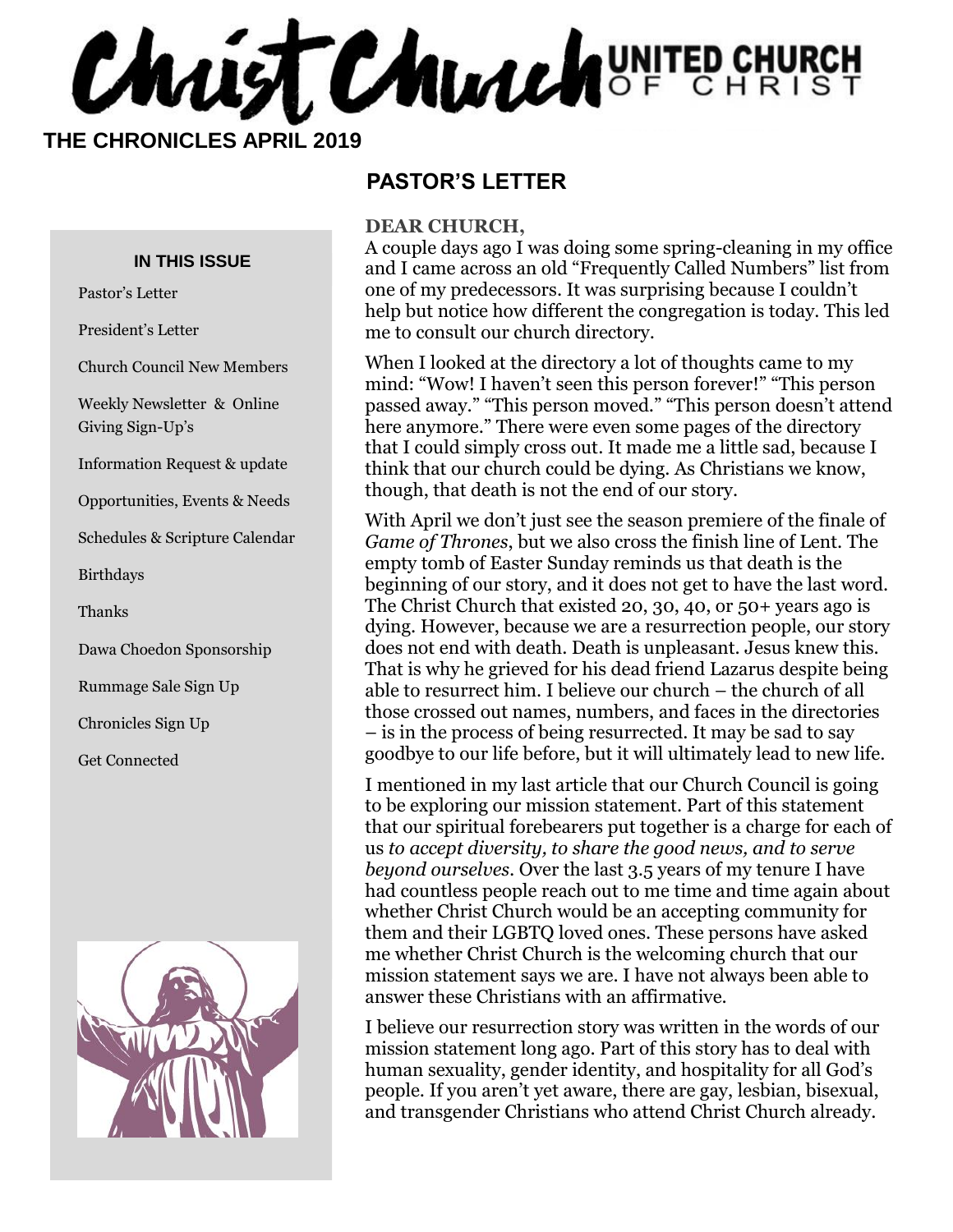# Christ Church UNITED CHURCH OF CHRIST

**THE CHRONICLES APRIL 2019**

### IN THIS ISSUE

Pastor's Letter

President's Letter

Church Council New Members

Weekly Newsletter & Online Giving Sign-Up's

Information Request & update

Opportunities, Events & Needs

Schedules & Scripture Calendar

Birthdays

Thanks

Dawa Choedon Sponsorship

Rummage Sale Sign Up

Chronicles Sign Up

Get Connected

## PASTOR'S LETTER

**DEAR CHURCH,**

A couple days ago I was doing some spring-cleaning in my office and I came across an old "Frequently Called Numbers" list from one of my predecessors. It was surprising because I couldn't help but notice how different the congregation is today. This led me to consult our church directory.

When I looked at the directory a lot of thoughts came to my mind: "Wow! I haven't seen this person forever!" "This person passed away." "This person moved." "This person doesn't attend here anymore." There were even some pages of the directory that I could simply cross out. It made me a little sad, because I think that our church could be dying. As Christians we know, though, that death is not the end of our story.

With April we don't just see the season premiere of the finale of *Game of Thrones*, but we also cross the finish line of Lent. The empty tomb of Easter Sunday reminds us that death is the beginning of our story, and it does not get to have the last word. The Christ Church that existed 20, 30, 40, or 50+ years ago is dying. However, because we are a resurrection people, our story does not end with death. Death is unpleasant. Jesus knew this. That is why he grieved for his dead friend Lazarus despite being able to resurrect him. I believe our church – the church of all those crossed out names, numbers, and faces in the directories – is in the process of being resurrected. It may be sad to say goodbye to our life before, but it will ultimately lead to new life.

I mentioned in my last article that our Church Council is going to be exploring our mission statement. Part of this statement that our spiritual forebearers put together is a charge for each of us *to accept diversity, to share the good news, and to serve beyond ourselves*. Over the last 3.5 years of my tenure I have had countless people reach out to me time and time again about whether Christ Church would be an accepting community for them and their LGBTQ loved ones. These persons have asked me whether Christ Church is the welcoming church that our mission statement says we are. I have not always been able to answer these Christians with an affirmative.

I believe our resurrection story was written in the words of our mission statement long ago. Part of this story has to deal with human sexuality, gender identity, and hospitality for all God's people. If you aren't yet aware, there are gay, lesbian, bisexual, and transgender Christians who attend Christ Church already.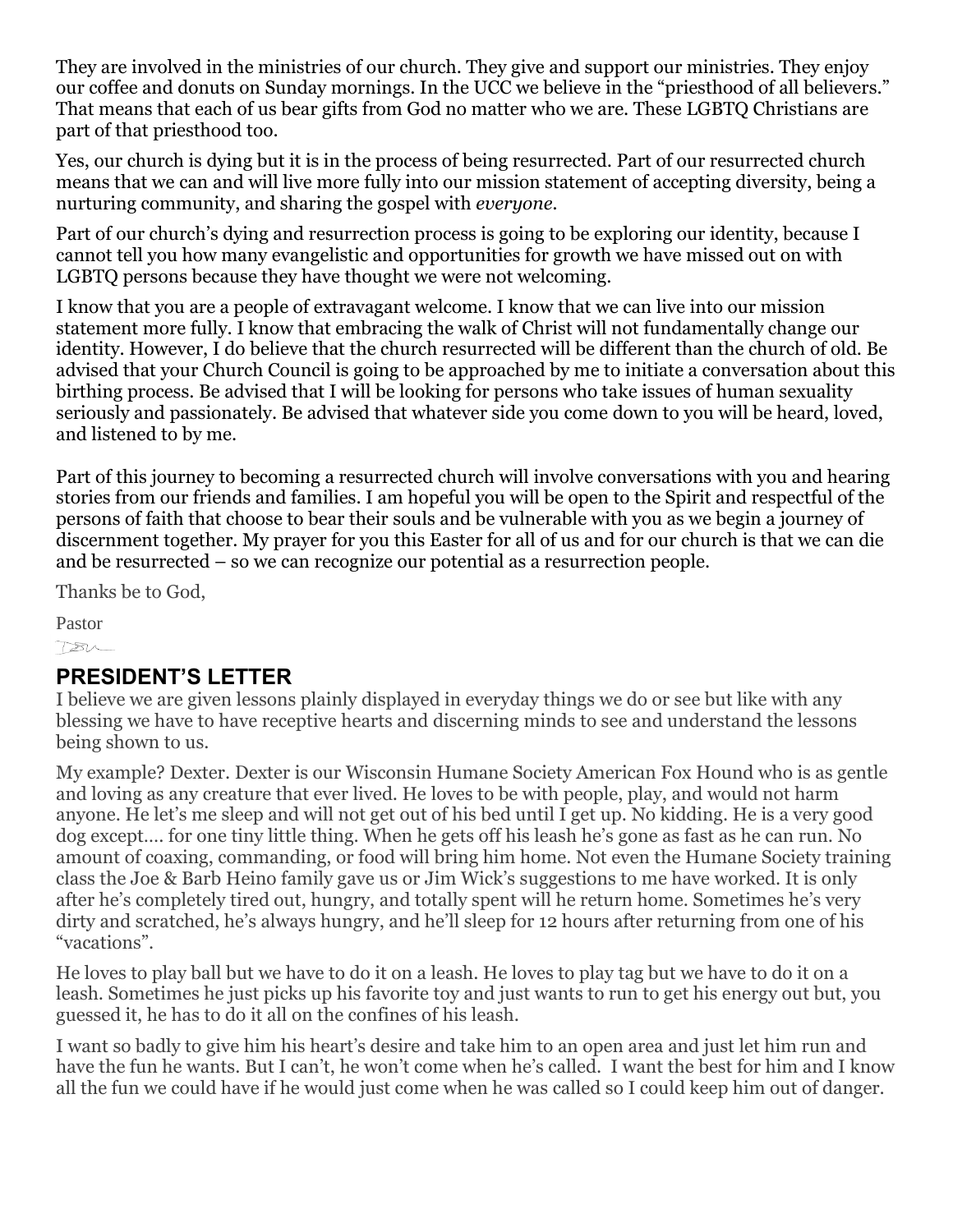They are involved in the ministries of our church. They give and support our ministries. They enjoy our coffee and donuts on Sunday mornings. In the UCC we believe in the "priesthood of all believers." That means that each of us bear gifts from God no matter who we are. These LGBTQ Christians are part of that priesthood too.

Yes, our church is dying but it is in the process of being resurrected. Part of our resurrected church means that we can and will live more fully into our mission statement of accepting diversity, being a nurturing community, and sharing the gospel with *everyone*.

Part of our church's dying and resurrection process is going to be exploring our identity, because I cannot tell you how many evangelistic and opportunities for growth we have missed out on with LGBTQ persons because they have thought we were not welcoming.

I know that you are a people of extravagant welcome. I know that we can live into our mission statement more fully. I know that embracing the walk of Christ will not fundamentally change our identity. However, I do believe that the church resurrected will be different than the church of old. Be advised that your Church Council is going to be approached by me to initiate a conversation about this birthing process. Be advised that I will be looking for persons who take issues of human sexuality seriously and passionately. Be advised that whatever side you come down to you will be heard, loved, and listened to by me.

Part of this journey to becoming a resurrected church will involve conversations with you and hearing stories from our friends and families. I am hopeful you will be open to the Spirit and respectful of the persons of faith that choose to bear their souls and be vulnerable with you as we begin a journey of discernment together. My prayer for you this Easter for all of us and for our church is that we can die and be resurrected – so we can recognize our potential as a resurrection people.

Thanks be to God,

Pastor

## PRESIDENT'S LETTER

I believe we are given lessons plainly displayed in everyday things we do or see but like with any blessing we have to have receptive hearts and discerning minds to see and understand the lessons being shown to us.

My example? Dexter. Dexter is our Wisconsin Humane Society American Fox Hound who is as gentle and loving as any creature that ever lived. He loves to be with people, play, and would not harm anyone. He let's me sleep and will not get out of his bed until I get up. No kidding. He is a very good dog except…. for one tiny little thing. When he gets off his leash he's gone as fast as he can run. No amount of coaxing, commanding, or food will bring him home. Not even the Humane Society training class the Joe & Barb Heino family gave us or Jim Wick's suggestions to me have worked. It is only after he's completely tired out, hungry, and totally spent will he return home. Sometimes he's very dirty and scratched, he's always hungry, and he'll sleep for 12 hours after returning from one of his "vacations".

He loves to play ball but we have to do it on a leash. He loves to play tag but we have to do it on a leash. Sometimes he just picks up his favorite toy and just wants to run to get his energy out but, you guessed it, he has to do it all on the confines of his leash.

I want so badly to give him his heart's desire and take him to an open area and just let him run and have the fun he wants. But I can't, he won't come when he's called. I want the best for him and I know all the fun we could have if he would just come when he was called so I could keep him out of danger.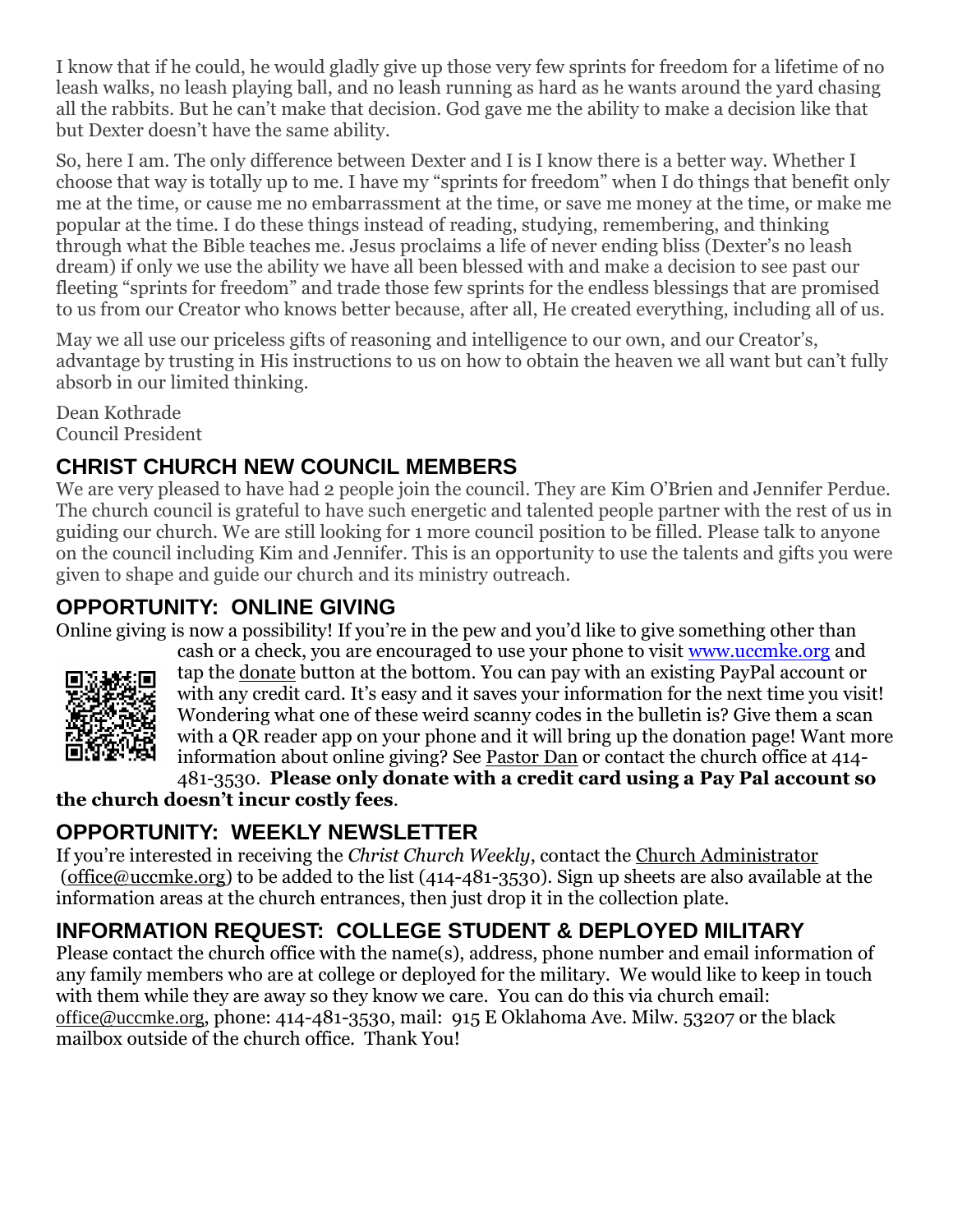I know that if he could, he would gladly give up those very few sprints for freedom for a lifetime of no leash walks, no leash playing ball, and no leash running as hard as he wants around the yard chasing all the rabbits. But he can't make that decision. God gave me the ability to make a decision like that but Dexter doesn't have the same ability.

So, here I am. The only difference between Dexter and I is I know there is a better way. Whether I choose that way is totally up to me. I have my "sprints for freedom" when I do things that benefit only me at the time, or cause me no embarrassment at the time, or save me money at the time, or make me popular at the time. I do these things instead of reading, studying, remembering, and thinking through what the Bible teaches me. Jesus proclaims a life of never ending bliss (Dexter's no leash dream) if only we use the ability we have all been blessed with and make a decision to see past our fleeting "sprints for freedom" and trade those few sprints for the endless blessings that are promised to us from our Creator who knows better because, after all, He created everything, including all of us.

May we all use our priceless gifts of reasoning and intelligence to our own, and our Creator's, advantage by trusting in His instructions to us on how to obtain the heaven we all want but can't fully absorb in our limited thinking.

Dean Kothrade
Council President

## CHRIST CHURCH NEW COUNCIL MEMBERS

We are very pleased to have had 2 people join the council. They are Kim O'Brien and Jennifer Perdue. The church council is grateful to have such energetic and talented people partner with the rest of us in guiding our church. We are still looking for 1 more council position to be filled. Please talk to anyone on the council including Kim and Jennifer. This is an opportunity to use the talents and gifts you were given to shape and guide our church and its ministry outreach.

## OPPORTUNITY: ONLINE GIVING

Online giving is now a possibility! If you're in the pew and you'd like to give something other than cash or a check, you are encouraged to use your phone to visit www.uccmke.org and tap the donate button at the bottom. You can pay with an existing PayPal account or with any credit card. It's easy and it saves your information for the next time you visit! Wondering what one of these weird scanny codes in the bulletin is? Give them a scan with a QR reader app on your phone and it will bring up the donation page! Want more information about online giving? See Pastor Dan or contact the church office at 414-481-3530. **Please only donate with a credit card using a Pay Pal account so the church doesn't incur costly fees**.

## OPPORTUNITY: WEEKLY NEWSLETTER

If you're interested in receiving the *Christ Church Weekly*, contact the Church Administrator (office@uccmke.org) to be added to the list (414-481-3530). Sign up sheets are also available at the information areas at the church entrances, then just drop it in the collection plate.

## INFORMATION REQUEST: COLLEGE STUDENT & DEPLOYED MILITARY

Please contact the church office with the name(s), address, phone number and email information of any family members who are at college or deployed for the military. We would like to keep in touch with them while they are away so they know we care. You can do this via church email: office@uccmke.org, phone: 414-481-3530, mail: 915 E Oklahoma Ave. Milw. 53207 or the black mailbox outside of the church office. Thank You!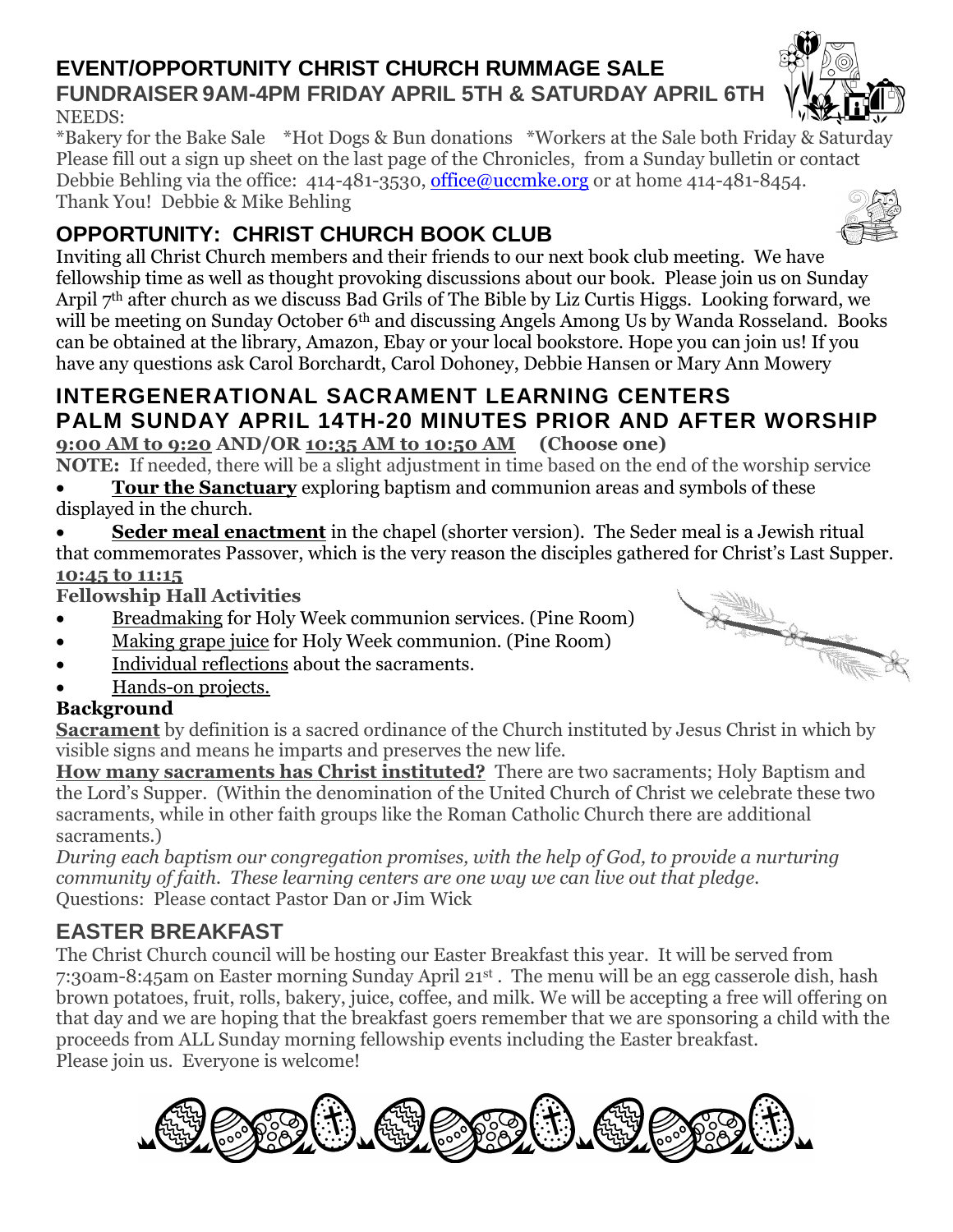## EVENT/OPPORTUNITY CHRIST CHURCH RUMMAGE SALE

### FUNDRAISER 9AM-4PM FRIDAY APRIL 5TH & SATURDAY APRIL 6TH

NEEDS:

*Bakery for the Bake Sale *Hot Dogs & Bun donations *Workers at the Sale both Friday & Saturday
Please fill out a sign up sheet on the last page of the Chronicles, from a Sunday bulletin or contact Debbie Behling via the office: 414-481-3530, office@uccmke.org or at home 414-481-8454.
Thank You! Debbie & Mike Behling

## OPPORTUNITY: CHRIST CHURCH BOOK CLUB

Inviting all Christ Church members and their friends to our next book club meeting. We have fellowship time as well as thought provoking discussions about our book. Please join us on Sunday Arpil 7th after church as we discuss Bad Grils of The Bible by Liz Curtis Higgs. Looking forward, we will be meeting on Sunday October 6th and discussing Angels Among Us by Wanda Rosseland. Books can be obtained at the library, Amazon, Ebay or your local bookstore. Hope you can join us! If you have any questions ask Carol Borchardt, Carol Dohoney, Debbie Hansen or Mary Ann Mowery

## INTERGENERATIONAL SACRAMENT LEARNING CENTERS PALM SUNDAY APRIL 14TH-20 MINUTES PRIOR AND AFTER WORSHIP

**9:00 AM to 9:20 AND/OR 10:35 AM to 10:50 AM (Choose one)**

**NOTE:** If needed, there will be a slight adjustment in time based on the end of the worship service

- **Tour the Sanctuary** exploring baptism and communion areas and symbols of these displayed in the church.
- **Seder meal enactment** in the chapel (shorter version). The Seder meal is a Jewish ritual that commemorates Passover, which is the very reason the disciples gathered for Christ's Last Supper.

**10:45 to 11:15**

**Fellowship Hall Activities**

- Breadmaking for Holy Week communion services. (Pine Room)
- Making grape juice for Holy Week communion. (Pine Room)
- Individual reflections about the sacraments.
- Hands-on projects.

**Background**

**Sacrament** by definition is a sacred ordinance of the Church instituted by Jesus Christ in which by visible signs and means he imparts and preserves the new life.

**How many sacraments has Christ instituted?** There are two sacraments; Holy Baptism and the Lord's Supper. (Within the denomination of the United Church of Christ we celebrate these two sacraments, while in other faith groups like the Roman Catholic Church there are additional sacraments.)

*During each baptism our congregation promises, with the help of God, to provide a nurturing community of faith. These learning centers are one way we can live out that pledge.*

Questions: Please contact Pastor Dan or Jim Wick

## EASTER BREAKFAST

The Christ Church council will be hosting our Easter Breakfast this year. It will be served from 7:30am-8:45am on Easter morning Sunday April 21st . The menu will be an egg casserole dish, hash brown potatoes, fruit, rolls, bakery, juice, coffee, and milk. We will be accepting a free will offering on that day and we are hoping that the breakfast goers remember that we are sponsoring a child with the proceeds from ALL Sunday morning fellowship events including the Easter breakfast.
Please join us. Everyone is welcome!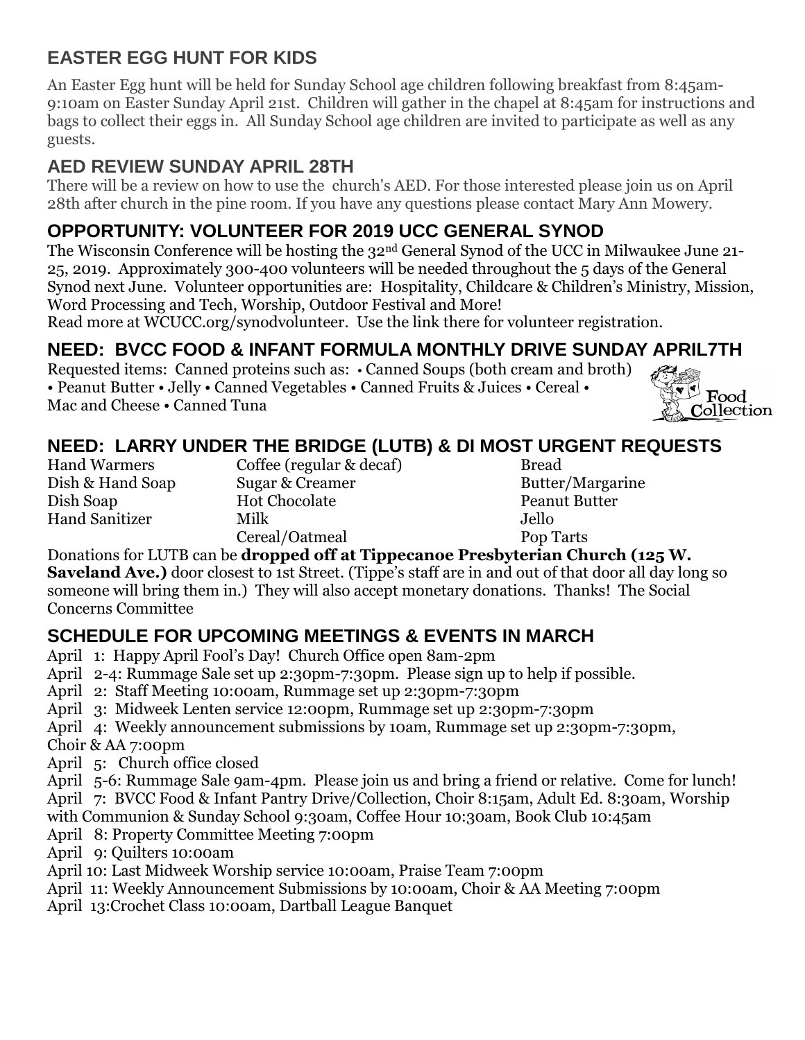## EASTER EGG HUNT FOR KIDS

An Easter Egg hunt will be held for Sunday School age children following breakfast from 8:45am-9:10am on Easter Sunday April 21st. Children will gather in the chapel at 8:45am for instructions and bags to collect their eggs in. All Sunday School age children are invited to participate as well as any guests.

## AED REVIEW SUNDAY APRIL 28TH

There will be a review on how to use the church's AED. For those interested please join us on April 28th after church in the pine room. If you have any questions please contact Mary Ann Mowery.

## OPPORTUNITY: VOLUNTEER FOR 2019 UCC GENERAL SYNOD

The Wisconsin Conference will be hosting the 32nd General Synod of the UCC in Milwaukee June 21-25, 2019. Approximately 300-400 volunteers will be needed throughout the 5 days of the General Synod next June. Volunteer opportunities are: Hospitality, Childcare & Children's Ministry, Mission, Word Processing and Tech, Worship, Outdoor Festival and More!

Read more at WCUCC.org/synodvolunteer. Use the link there for volunteer registration.

## NEED: BVCC FOOD & INFANT FORMULA MONTHLY DRIVE SUNDAY APRIL7TH

Requested items: Canned proteins such as: • Canned Soups (both cream and broth) • Peanut Butter • Jelly • Canned Vegetables • Canned Fruits & Juices • Cereal • Mac and Cheese • Canned Tuna

## NEED: LARRY UNDER THE BRIDGE (LUTB) & DI MOST URGENT REQUESTS

| | | |
|---|---|---|
| Hand Warmers | Coffee (regular & decaf) | Bread |
| Dish & Hand Soap | Sugar & Creamer | Butter/Margarine |
| Dish Soap | Hot Chocolate | Peanut Butter |
| Hand Sanitizer | Milk | Jello |
| | Cereal/Oatmeal | Pop Tarts |

Donations for LUTB can be **dropped off at Tippecanoe Presbyterian Church (125 W. Saveland Ave.)** door closest to 1st Street. (Tippe's staff are in and out of that door all day long so someone will bring them in.) They will also accept monetary donations. Thanks! The Social Concerns Committee

## SCHEDULE FOR UPCOMING MEETINGS & EVENTS IN MARCH

April 1: Happy April Fool's Day! Church Office open 8am-2pm
April 2-4: Rummage Sale set up 2:30pm-7:30pm. Please sign up to help if possible.
April 2: Staff Meeting 10:00am, Rummage set up 2:30pm-7:30pm
April 3: Midweek Lenten service 12:00pm, Rummage set up 2:30pm-7:30pm
April 4: Weekly announcement submissions by 10am, Rummage set up 2:30pm-7:30pm, Choir & AA 7:00pm
April 5: Church office closed
April 5-6: Rummage Sale 9am-4pm. Please join us and bring a friend or relative. Come for lunch!
April 7: BVCC Food & Infant Pantry Drive/Collection, Choir 8:15am, Adult Ed. 8:30am, Worship with Communion & Sunday School 9:30am, Coffee Hour 10:30am, Book Club 10:45am
April 8: Property Committee Meeting 7:00pm
April 9: Quilters 10:00am
April 10: Last Midweek Worship service 10:00am, Praise Team 7:00pm
April 11: Weekly Announcement Submissions by 10:00am, Choir & AA Meeting 7:00pm
April 13:Crochet Class 10:00am, Dartball League Banquet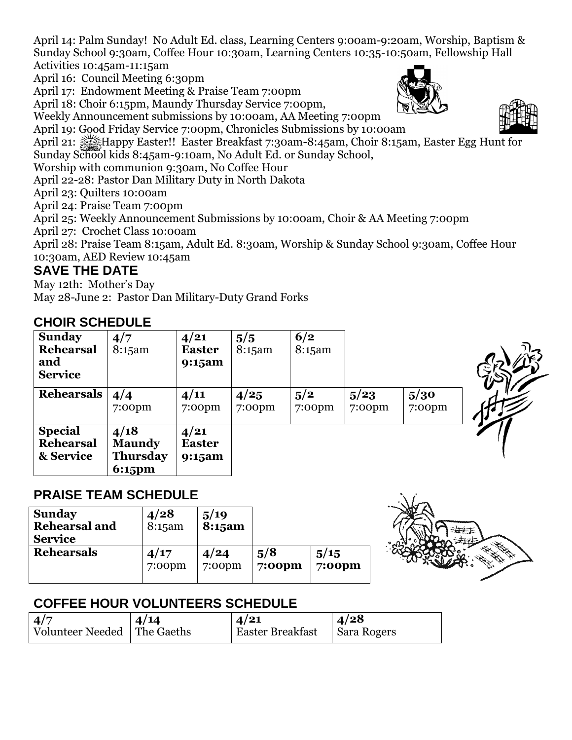April 14: Palm Sunday! No Adult Ed. class, Learning Centers 9:00am-9:20am, Worship, Baptism & Sunday School 9:30am, Coffee Hour 10:30am, Learning Centers 10:35-10:50am, Fellowship Hall Activities 10:45am-11:15am

April 16: Council Meeting 6:30pm

April 17: Endowment Meeting & Praise Team 7:00pm

April 18: Choir 6:15pm, Maundy Thursday Service 7:00pm, Weekly Announcement submissions by 10:00am, AA Meeting 7:00pm

April 19: Good Friday Service 7:00pm, Chronicles Submissions by 10:00am

April 21: Happy Easter!! Easter Breakfast 7:30am-8:45am, Choir 8:15am, Easter Egg Hunt for Sunday School kids 8:45am-9:10am, No Adult Ed. or Sunday School, Worship with communion 9:30am, No Coffee Hour

April 22-28: Pastor Dan Military Duty in North Dakota

April 23: Quilters 10:00am

April 24: Praise Team 7:00pm

April 25: Weekly Announcement Submissions by 10:00am, Choir & AA Meeting 7:00pm

April 27: Crochet Class 10:00am

April 28: Praise Team 8:15am, Adult Ed. 8:30am, Worship & Sunday School 9:30am, Coffee Hour 10:30am, AED Review 10:45am

## SAVE THE DATE

May 12th: Mother's Day

May 28-June 2: Pastor Dan Military-Duty Grand Forks

## CHOIR SCHEDULE

| **Sunday Rehearsal and Service** | **4/7** 8:15am | **4/21 Easter 9:15am** | **5/5** 8:15am | **6/2** 8:15am | | |
|---|---|---|---|---|---|---|
| **Rehearsals** | **4/4** 7:00pm | **4/11** 7:00pm | **4/25** 7:00pm | **5/2** 7:00pm | **5/23** 7:00pm | **5/30** 7:00pm |
| **Special Rehearsal & Service** | **4/18 Maundy Thursday 6:15pm** | **4/21 Easter 9:15am** | | | | |

## PRAISE TEAM SCHEDULE

| **Sunday Rehearsal and Service** | **4/28** 8:15am | **5/19 8:15am** | | |
|---|---|---|---|---|
| **Rehearsals** | **4/17** 7:00pm | **4/24** 7:00pm | **5/8 7:00pm** | **5/15 7:00pm** |

## COFFEE HOUR VOLUNTEERS SCHEDULE

| **4/7** | **4/14** | **4/21** | **4/28** |
|---|---|---|---|
| Volunteer Needed | The Gaeths | Easter Breakfast | Sara Rogers |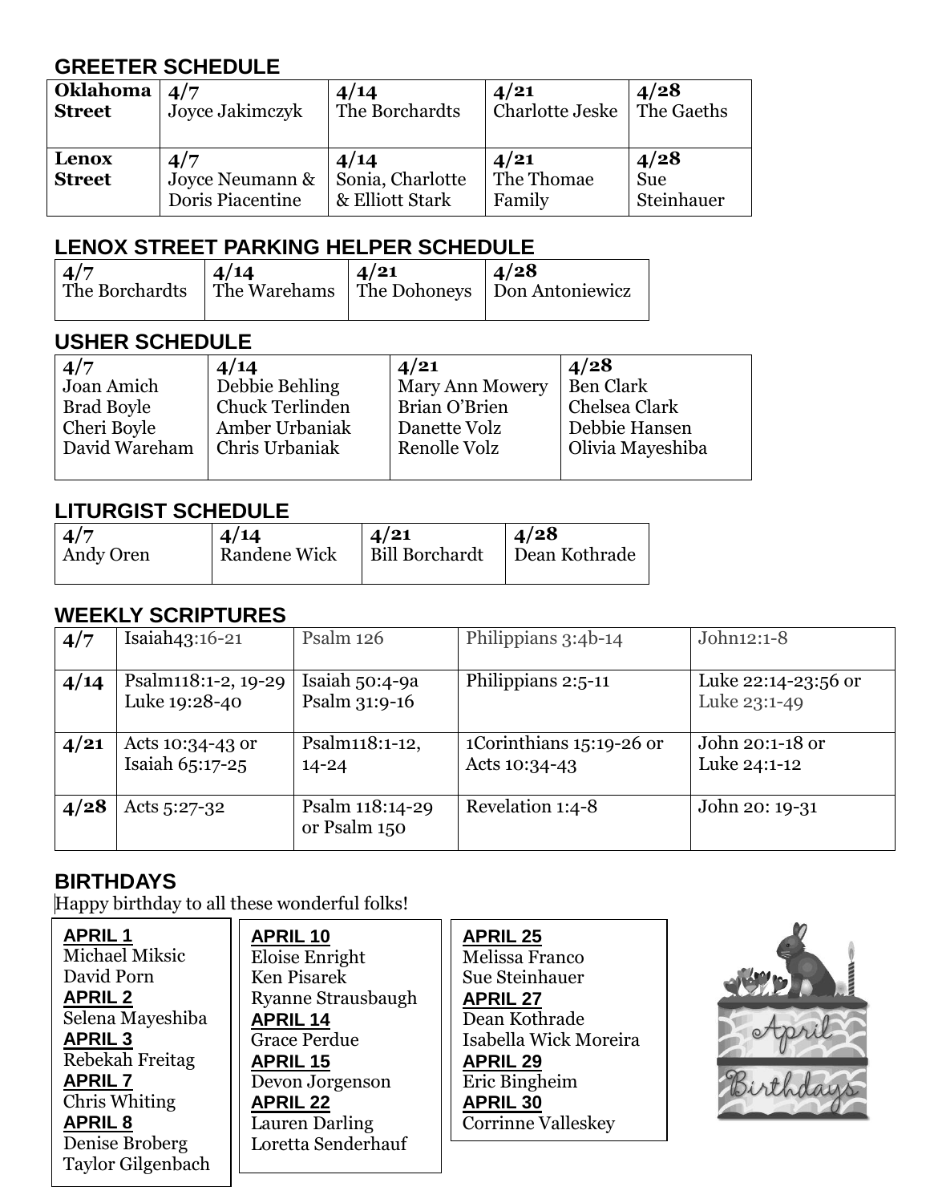## GREETER SCHEDULE

| | | | | |
|---|---|---|---|---|
| **Oklahoma Street** | **4/7** Joyce Jakimczyk | **4/14** The Borchardts | **4/21** Charlotte Jeske | **4/28** The Gaeths |
| **Lenox Street** | **4/7** Joyce Neumann & Doris Piacentine | **4/14** Sonia, Charlotte & Elliott Stark | **4/21** The Thomae Family | **4/28** Sue Steinhauer |

## LENOX STREET PARKING HELPER SCHEDULE

| **4/7** | **4/14** | **4/21** | **4/28** |
|---|---|---|---|
| The Borchardts | The Warehams | The Dohoneys | Don Antoniewicz |

## USHER SCHEDULE

| **4/7** | **4/14** | **4/21** | **4/28** |
|---|---|---|---|
| Joan Amich<br>Brad Boyle<br>Cheri Boyle<br>David Wareham | Debbie Behling<br>Chuck Terlinden<br>Amber Urbaniak<br>Chris Urbaniak | Mary Ann Mowery<br>Brian O'Brien<br>Danette Volz<br>Renolle Volz | Ben Clark<br>Chelsea Clark<br>Debbie Hansen<br>Olivia Mayeshiba |

## LITURGIST SCHEDULE

| **4/7** | **4/14** | **4/21** | **4/28** |
|---|---|---|---|
| Andy Oren | Randene Wick | Bill Borchardt | Dean Kothrade |

## WEEKLY SCRIPTURES

| | | | | |
|---|---|---|---|---|
| **4/7** | Isaiah43:16-21 | Psalm 126 | Philippians 3:4b-14 | John12:1-8 |
| **4/14** | Psalm118:1-2, 19-29 Luke 19:28-40 | Isaiah 50:4-9a Psalm 31:9-16 | Philippians 2:5-11 | Luke 22:14-23:56 or Luke 23:1-49 |
| **4/21** | Acts 10:34-43 or Isaiah 65:17-25 | Psalm118:1-12, 14-24 | 1Corinthians 15:19-26 or Acts 10:34-43 | John 20:1-18 or Luke 24:1-12 |
| **4/28** | Acts 5:27-32 | Psalm 118:14-29 or Psalm 150 | Revelation 1:4-8 | John 20: 19-31 |

## BIRTHDAYS

Happy birthday to all these wonderful folks!

**APRIL 1**
Michael Miksic
David Porn

**APRIL 2**
Selena Mayeshiba

**APRIL 3**
Rebekah Freitag

**APRIL 7**
Chris Whiting

**APRIL 8**
Denise Broberg
Taylor Gilgenbach

**APRIL 10**
Eloise Enright
Ken Pisarek
Ryanne Strausbaugh

**APRIL 14**
Grace Perdue

**APRIL 15**
Devon Jorgenson

**APRIL 22**
Lauren Darling
Loretta Senderhauf

**APRIL 25**
Melissa Franco
Sue Steinhauer

**APRIL 27**
Dean Kothrade
Isabella Wick Moreira

**APRIL 29**
Eric Bingheim

**APRIL 30**
Corrinne Valleskey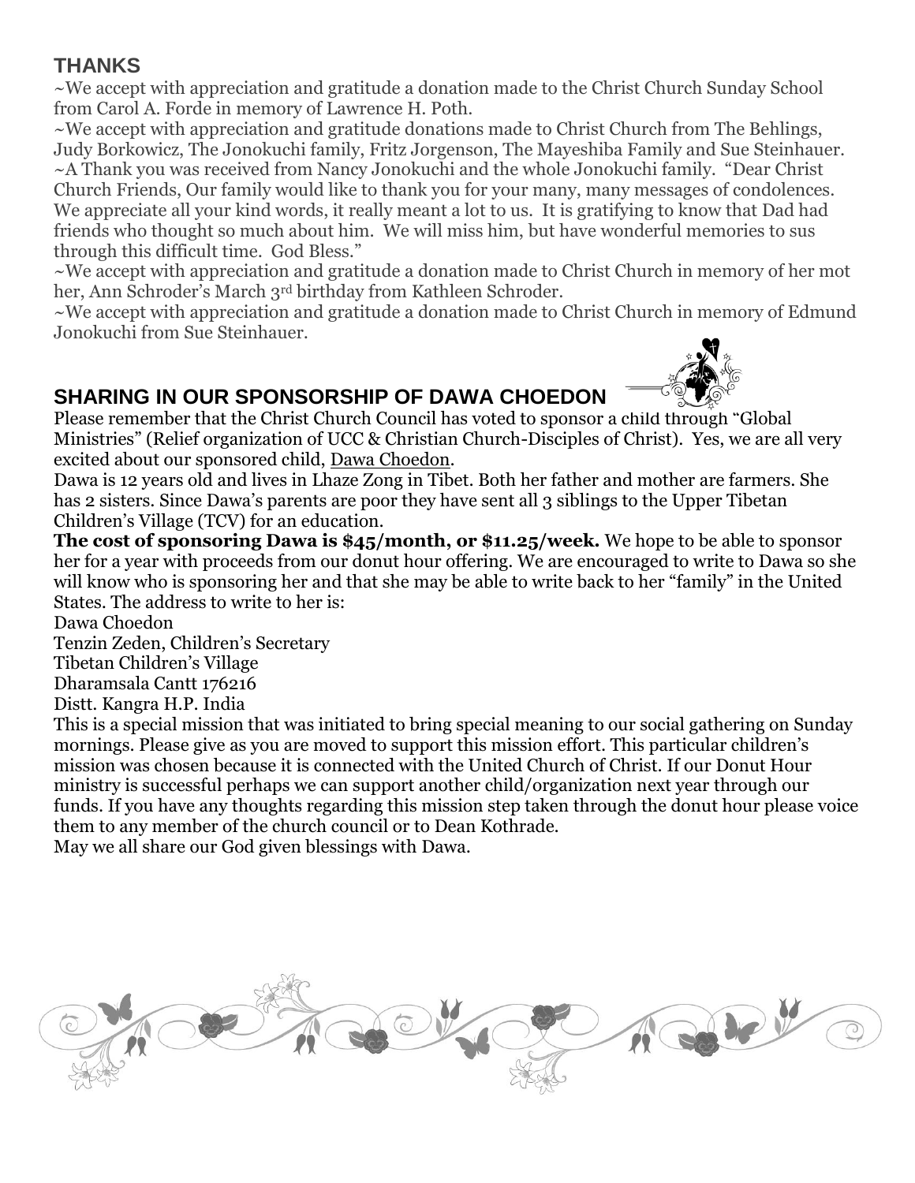## THANKS

~We accept with appreciation and gratitude a donation made to the Christ Church Sunday School from Carol A. Forde in memory of Lawrence H. Poth.

~We accept with appreciation and gratitude donations made to Christ Church from The Behlings, Judy Borkowicz, The Jonokuchi family, Fritz Jorgenson, The Mayeshiba Family and Sue Steinhauer.

~A Thank you was received from Nancy Jonokuchi and the whole Jonokuchi family. "Dear Christ Church Friends, Our family would like to thank you for your many, many messages of condolences. We appreciate all your kind words, it really meant a lot to us. It is gratifying to know that Dad had friends who thought so much about him. We will miss him, but have wonderful memories to sus through this difficult time. God Bless."

~We accept with appreciation and gratitude a donation made to Christ Church in memory of her mot her, Ann Schroder's March 3rd birthday from Kathleen Schroder.

~We accept with appreciation and gratitude a donation made to Christ Church in memory of Edmund Jonokuchi from Sue Steinhauer.

## SHARING IN OUR SPONSORSHIP OF DAWA CHOEDON

Please remember that the Christ Church Council has voted to sponsor a child through "Global Ministries" (Relief organization of UCC & Christian Church-Disciples of Christ). Yes, we are all very excited about our sponsored child, Dawa Choedon.

Dawa is 12 years old and lives in Lhaze Zong in Tibet. Both her father and mother are farmers. She has 2 sisters. Since Dawa's parents are poor they have sent all 3 siblings to the Upper Tibetan Children's Village (TCV) for an education.

**The cost of sponsoring Dawa is $45/month, or $11.25/week.** We hope to be able to sponsor her for a year with proceeds from our donut hour offering. We are encouraged to write to Dawa so she will know who is sponsoring her and that she may be able to write back to her "family" in the United States. The address to write to her is:

Dawa Choedon
Tenzin Zeden, Children's Secretary
Tibetan Children's Village
Dharamsala Cantt 176216
Distt. Kangra H.P. India

This is a special mission that was initiated to bring special meaning to our social gathering on Sunday mornings. Please give as you are moved to support this mission effort. This particular children's mission was chosen because it is connected with the United Church of Christ. If our Donut Hour ministry is successful perhaps we can support another child/organization next year through our funds. If you have any thoughts regarding this mission step taken through the donut hour please voice them to any member of the church council or to Dean Kothrade.

May we all share our God given blessings with Dawa.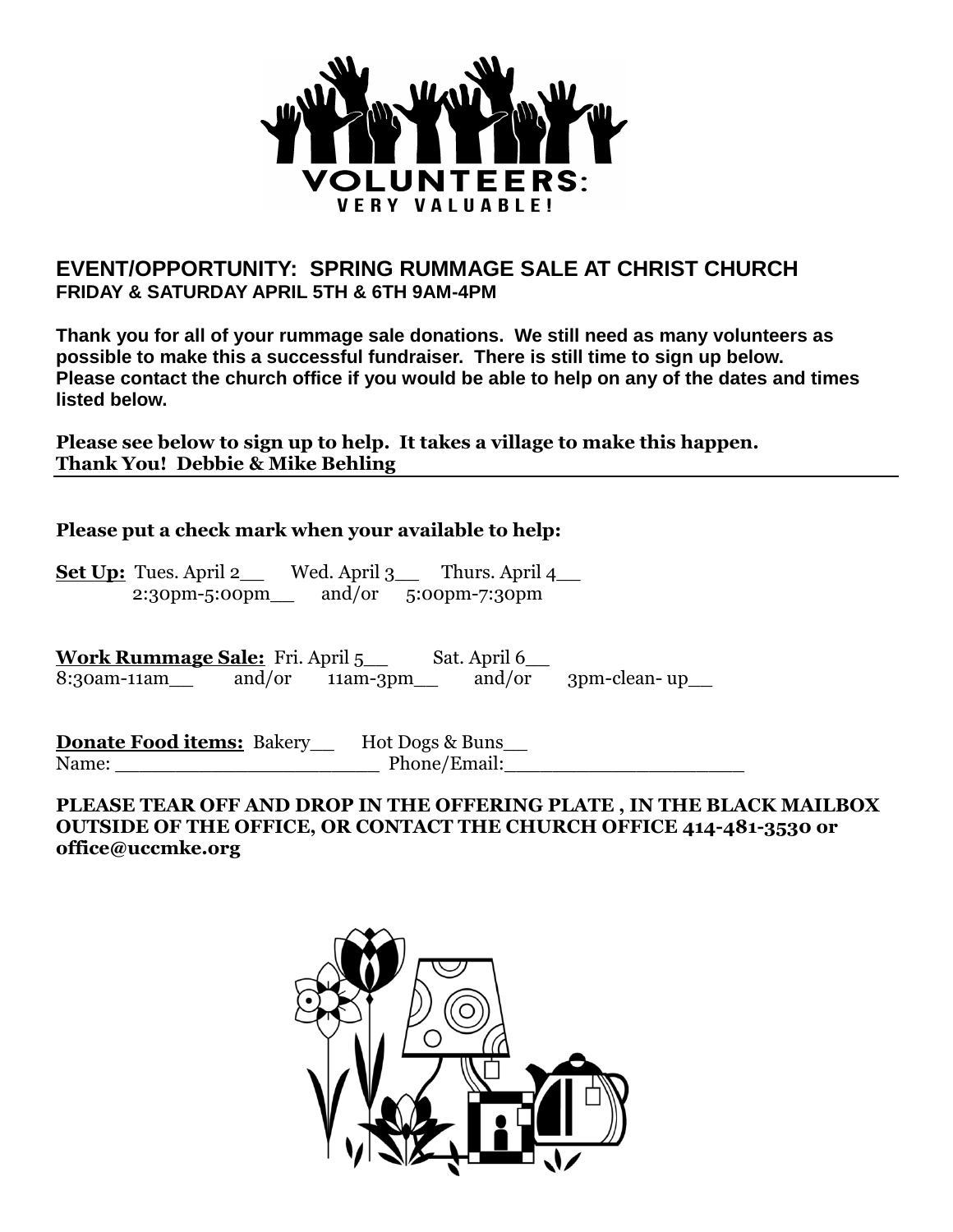**VOLUNTEERS: VERY VALUABLE!**

## EVENT/OPPORTUNITY: SPRING RUMMAGE SALE AT CHRIST CHURCH

**FRIDAY & SATURDAY APRIL 5TH & 6TH 9AM-4PM**

**Thank you for all of your rummage sale donations. We still need as many volunteers as possible to make this a successful fundraiser. There is still time to sign up below. Please contact the church office if you would be able to help on any of the dates and times listed below.**

**Please see below to sign up to help. It takes a village to make this happen.**
**Thank You! Debbie & Mike Behling**

---

**Please put a check mark when your available to help:**

**Set Up:** Tues. April 2__ Wed. April 3__ Thurs. April 4__
2:30pm-5:00pm__ and/or 5:00pm-7:30pm

**Work Rummage Sale:** Fri. April 5__ Sat. April 6__
8:30am-11am__ and/or 11am-3pm__ and/or 3pm-clean- up__

**Donate Food items:** Bakery__ Hot Dogs & Buns__
Name: ______________________ Phone/Email:____________________

**PLEASE TEAR OFF AND DROP IN THE OFFERING PLATE , IN THE BLACK MAILBOX OUTSIDE OF THE OFFICE, OR CONTACT THE CHURCH OFFICE 414-481-3530 or office@uccmke.org**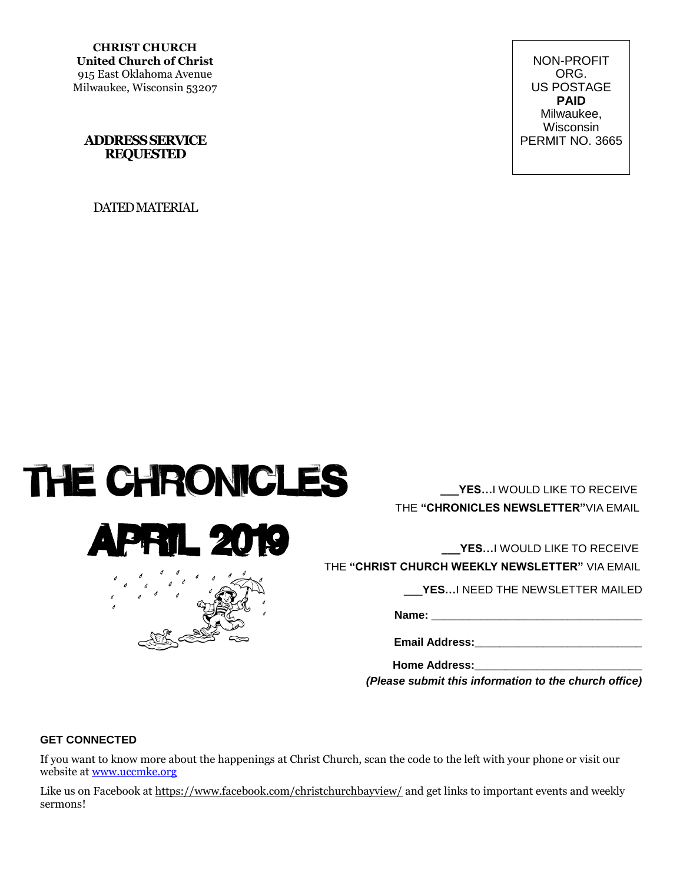**CHRIST CHURCH**
**United Church of Christ**
915 East Oklahoma Avenue
Milwaukee, Wisconsin 53207

**ADDRESS SERVICE REQUESTED**

DATED MATERIAL

NON-PROFIT ORG.
US POSTAGE
**PAID**
Milwaukee, Wisconsin
PERMIT NO. 3665

# THE CHRONICLES

# APRIL 2019

___**YES…**I WOULD LIKE TO RECEIVE THE **"CHRONICLES NEWSLETTER"** VIA EMAIL

___**YES…**I WOULD LIKE TO RECEIVE THE **"CHRIST CHURCH WEEKLY NEWSLETTER"** VIA EMAIL

___**YES…**I NEED THE NEWSLETTER MAILED

**Name:** ________________________________

**Email Address:**__________________________

**Home Address:**__________________________

***(Please submit this information to the church office)***

**GET CONNECTED**

If you want to know more about the happenings at Christ Church, scan the code to the left with your phone or visit our website at www.uccmke.org

Like us on Facebook at https://www.facebook.com/christchurchbayview/ and get links to important events and weekly sermons!